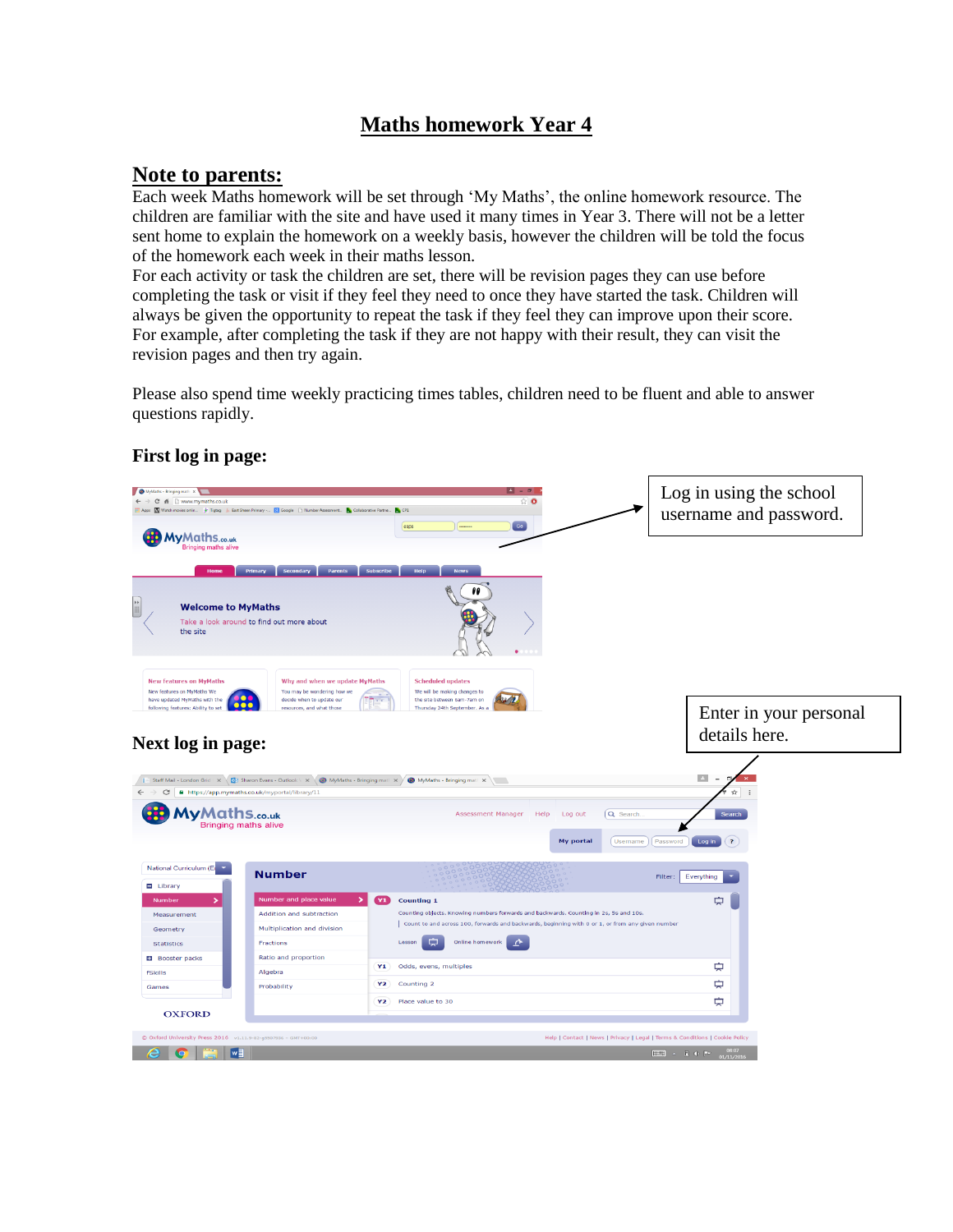# Maths homework Year 4

## Note to parents:

Each week Maths homework will be set through 'My Maths', the online homework resource. The children are familiar with the site and have used it many times in Year 3. There will not be a letter sent home to explain the homework on a weekly basis, however the children will be told the focus of the homework each week in their maths lesson.

For each activity or task the children are set, there will be revision pages they can use before completing the task or visit if they feel they need to once they have started the task. Children will always be given the opportunity to repeat the task if they feel they can improve upon their score. For example, after completing the task if they are not happy with their result, they can visit the revision pages and then try again.

Please also spend time weekly practicing times tables, children need to be fluent and able to answer questions rapidly.

### First log in page:

Log in using the school username and password.

### Next log in page:

Enter in your personal details here.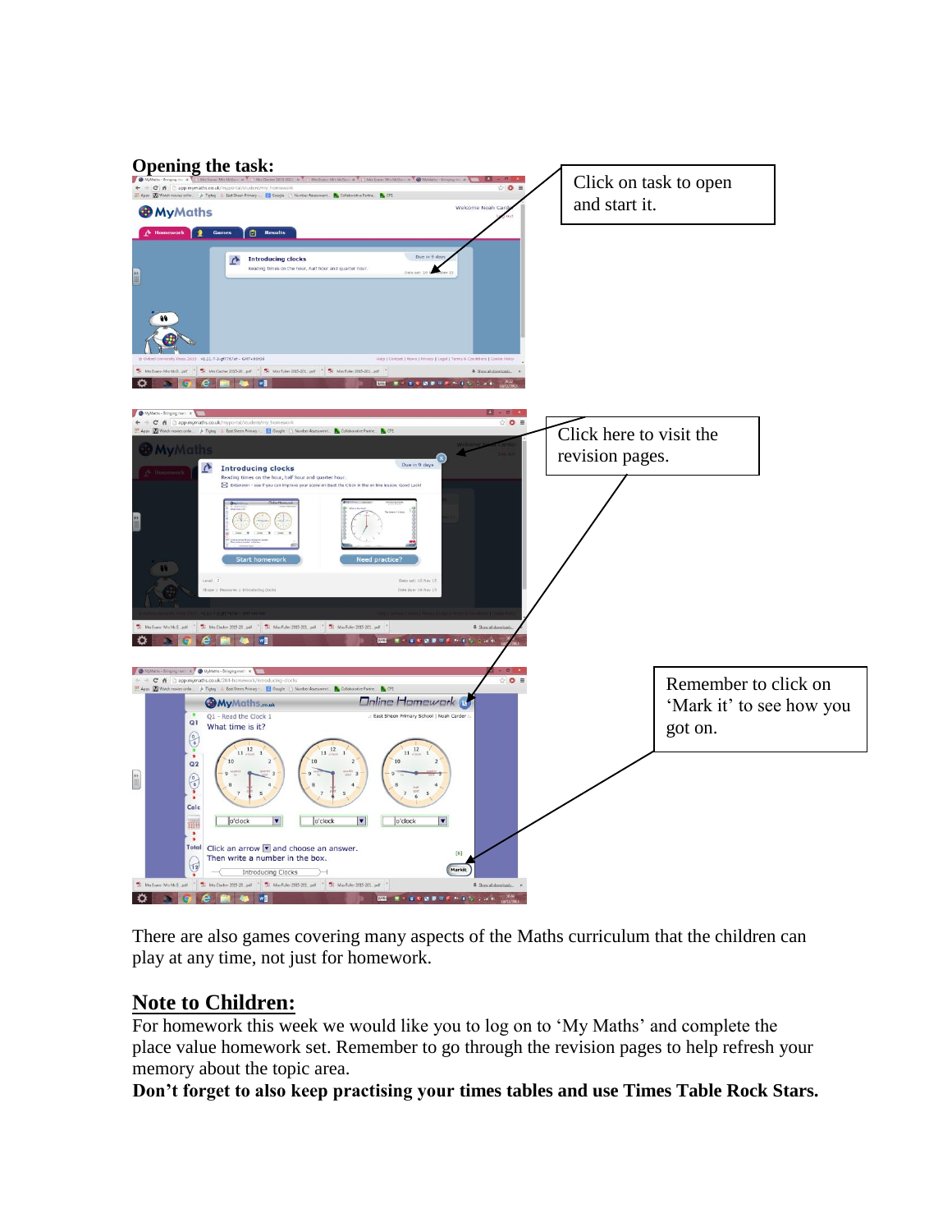**Opening the task:**

Click on task to open and start it.

Click here to visit the revision pages.

Remember to click on 'Mark it' to see how you got on.

There are also games covering many aspects of the Maths curriculum that the children can play at any time, not just for homework.

## Note to Children:

For homework this week we would like you to log on to 'My Maths' and complete the place value homework set. Remember to go through the revision pages to help refresh your memory about the topic area.

**Don't forget to also keep practising your times tables and use Times Table Rock Stars.**